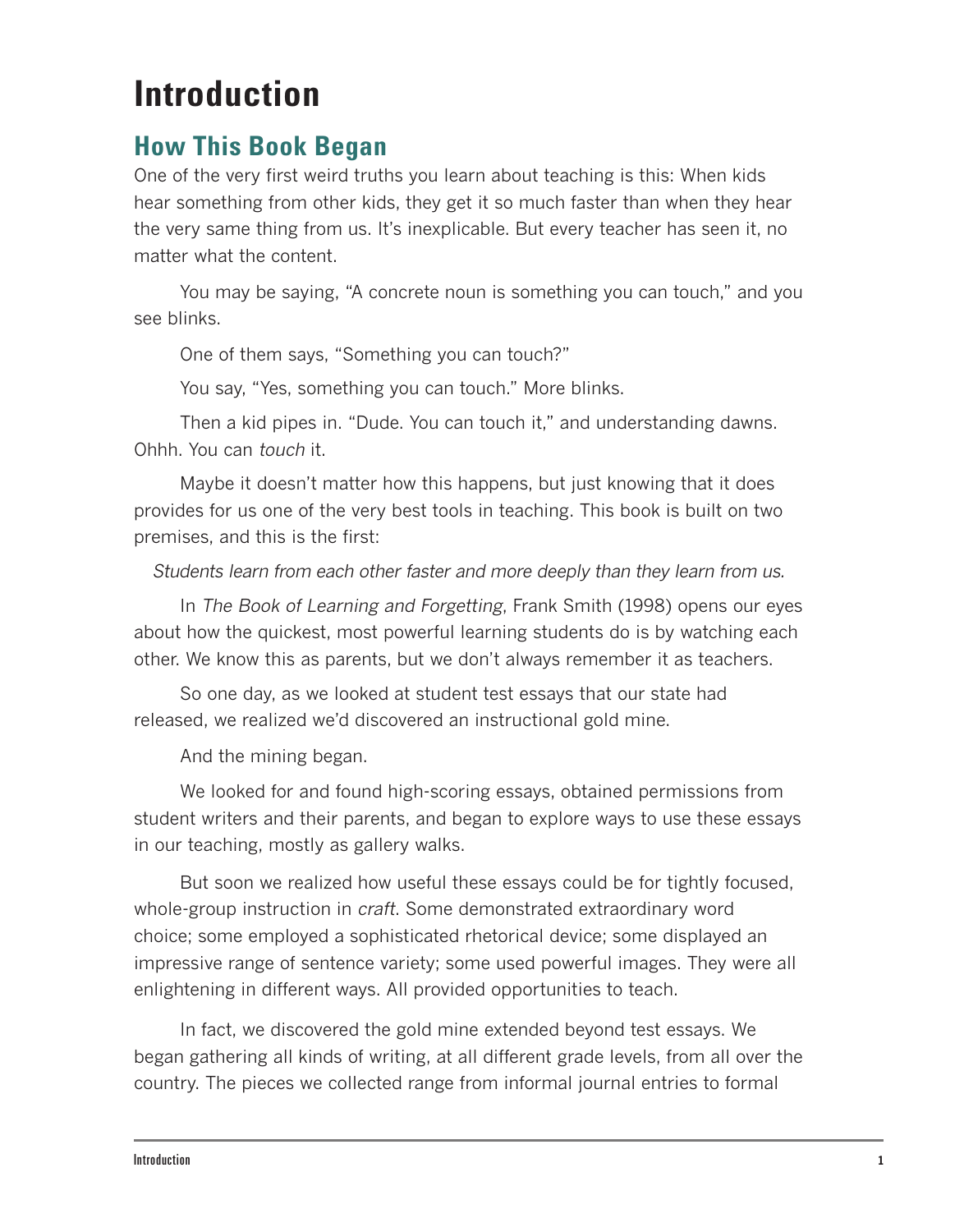# Introduction

## How This Book Began

One of the very first weird truths you learn about teaching is this: When kids hear something from other kids, they get it so much faster than when they hear the very same thing from us. It's inexplicable. But every teacher has seen it, no matter what the content.

You may be saying, "A concrete noun is something you can touch," and you see blinks.

One of them says, "Something you can touch?"

You say, "Yes, something you can touch." More blinks.

Then a kid pipes in. "Dude. You can touch it," and understanding dawns. Ohhh. You can *touch* it.

Maybe it doesn't matter how this happens, but just knowing that it does provides for us one of the very best tools in teaching. This book is built on two premises, and this is the first:

*Students learn from each other faster and more deeply than they learn from us.*

In *The Book of Learning and Forgetting*, Frank Smith (1998) opens our eyes about how the quickest, most powerful learning students do is by watching each other. We know this as parents, but we don't always remember it as teachers.

So one day, as we looked at student test essays that our state had released, we realized we'd discovered an instructional gold mine.

And the mining began.

We looked for and found high-scoring essays, obtained permissions from student writers and their parents, and began to explore ways to use these essays in our teaching, mostly as gallery walks.

But soon we realized how useful these essays could be for tightly focused, whole-group instruction in *craft*. Some demonstrated extraordinary word choice; some employed a sophisticated rhetorical device; some displayed an impressive range of sentence variety; some used powerful images. They were all enlightening in different ways. All provided opportunities to teach.

In fact, we discovered the gold mine extended beyond test essays. We began gathering all kinds of writing, at all different grade levels, from all over the country. The pieces we collected range from informal journal entries to formal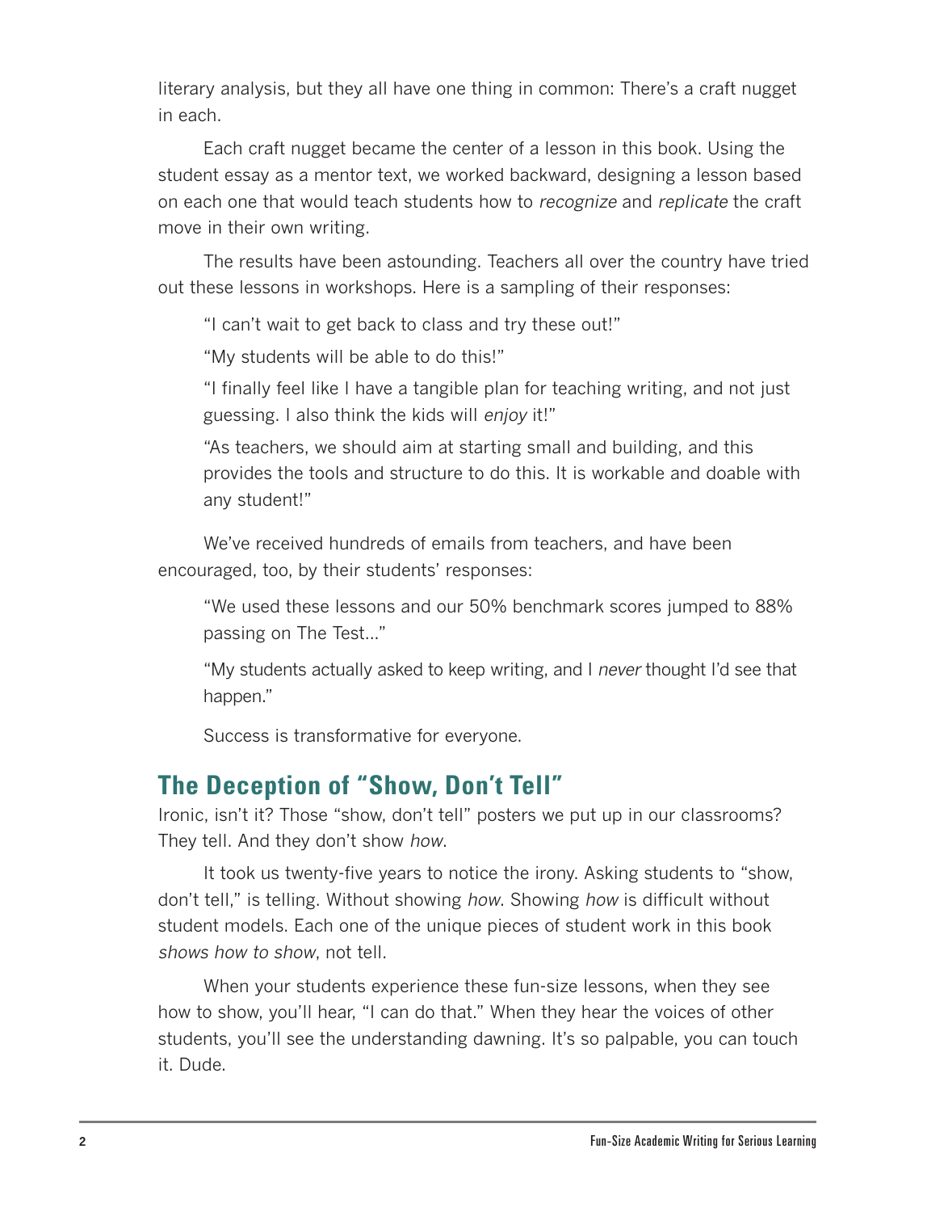literary analysis, but they all have one thing in common: There's a craft nugget in each.

Each craft nugget became the center of a lesson in this book. Using the student essay as a mentor text, we worked backward, designing a lesson based on each one that would teach students how to *recognize* and *replicate* the craft move in their own writing.

The results have been astounding. Teachers all over the country have tried out these lessons in workshops. Here is a sampling of their responses:

> "I can't wait to get back to class and try these out!"
>
> "My students will be able to do this!"
>
> "I finally feel like I have a tangible plan for teaching writing, and not just guessing. I also think the kids will *enjoy* it!"
>
> "As teachers, we should aim at starting small and building, and this provides the tools and structure to do this. It is workable and doable with any student!"

We've received hundreds of emails from teachers, and have been encouraged, too, by their students' responses:

> "We used these lessons and our 50% benchmark scores jumped to 88% passing on The Test..."
>
> "My students actually asked to keep writing, and I *never* thought I'd see that happen."
>
> Success is transformative for everyone.

## The Deception of "Show, Don't Tell"

Ironic, isn't it? Those "show, don't tell" posters we put up in our classrooms? They tell. And they don't show *how*.

It took us twenty-five years to notice the irony. Asking students to "show, don't tell," is telling. Without showing *how*. Showing *how* is difficult without student models. Each one of the unique pieces of student work in this book *shows how to show*, not tell.

When your students experience these fun-size lessons, when they see how to show, you'll hear, "I can do that." When they hear the voices of other students, you'll see the understanding dawning. It's so palpable, you can touch it. Dude.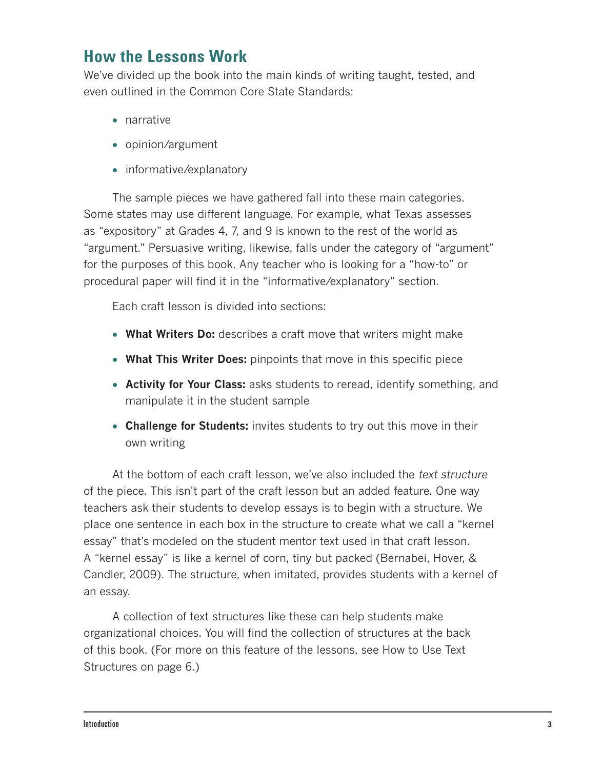## How the Lessons Work

We've divided up the book into the main kinds of writing taught, tested, and even outlined in the Common Core State Standards:

- narrative
- opinion/argument
- informative/explanatory

The sample pieces we have gathered fall into these main categories. Some states may use different language. For example, what Texas assesses as "expository" at Grades 4, 7, and 9 is known to the rest of the world as "argument." Persuasive writing, likewise, falls under the category of "argument" for the purposes of this book. Any teacher who is looking for a "how-to" or procedural paper will find it in the "informative/explanatory" section.

Each craft lesson is divided into sections:

- **What Writers Do:** describes a craft move that writers might make
- **What This Writer Does:** pinpoints that move in this specific piece
- **Activity for Your Class:** asks students to reread, identify something, and manipulate it in the student sample
- **Challenge for Students:** invites students to try out this move in their own writing

At the bottom of each craft lesson, we've also included the *text structure* of the piece. This isn't part of the craft lesson but an added feature. One way teachers ask their students to develop essays is to begin with a structure. We place one sentence in each box in the structure to create what we call a "kernel essay" that's modeled on the student mentor text used in that craft lesson. A "kernel essay" is like a kernel of corn, tiny but packed (Bernabei, Hover, & Candler, 2009). The structure, when imitated, provides students with a kernel of an essay.

A collection of text structures like these can help students make organizational choices. You will find the collection of structures at the back of this book. (For more on this feature of the lessons, see How to Use Text Structures on page 6.)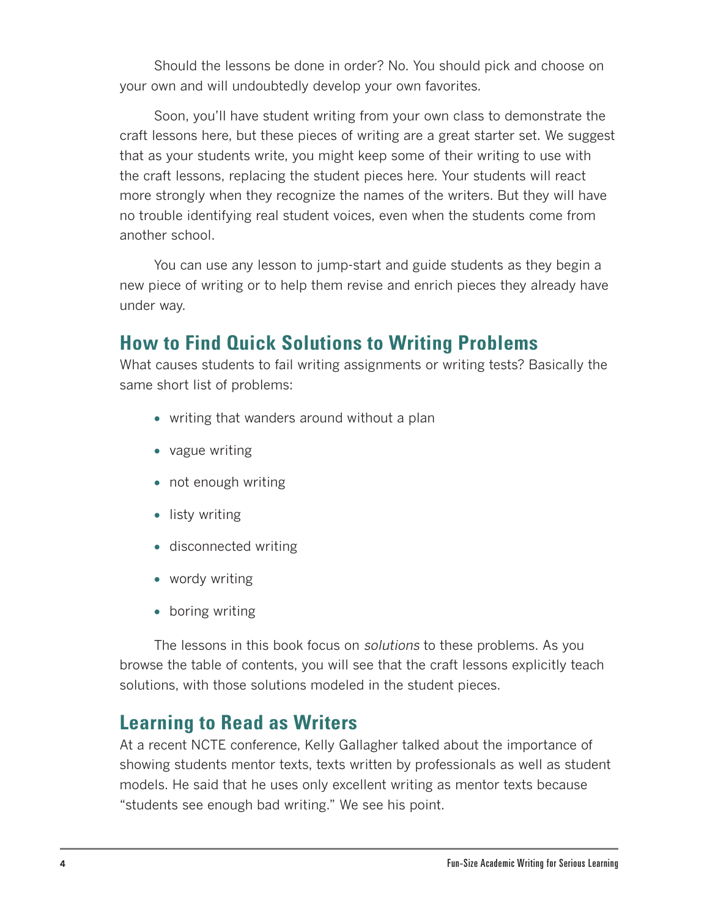Should the lessons be done in order? No. You should pick and choose on your own and will undoubtedly develop your own favorites.

Soon, you'll have student writing from your own class to demonstrate the craft lessons here, but these pieces of writing are a great starter set. We suggest that as your students write, you might keep some of their writing to use with the craft lessons, replacing the student pieces here. Your students will react more strongly when they recognize the names of the writers. But they will have no trouble identifying real student voices, even when the students come from another school.

You can use any lesson to jump-start and guide students as they begin a new piece of writing or to help them revise and enrich pieces they already have under way.

## How to Find Quick Solutions to Writing Problems

What causes students to fail writing assignments or writing tests? Basically the same short list of problems:

- writing that wanders around without a plan
- vague writing
- not enough writing
- listy writing
- disconnected writing
- wordy writing
- boring writing

The lessons in this book focus on *solutions* to these problems. As you browse the table of contents, you will see that the craft lessons explicitly teach solutions, with those solutions modeled in the student pieces.

## Learning to Read as Writers

At a recent NCTE conference, Kelly Gallagher talked about the importance of showing students mentor texts, texts written by professionals as well as student models. He said that he uses only excellent writing as mentor texts because "students see enough bad writing." We see his point.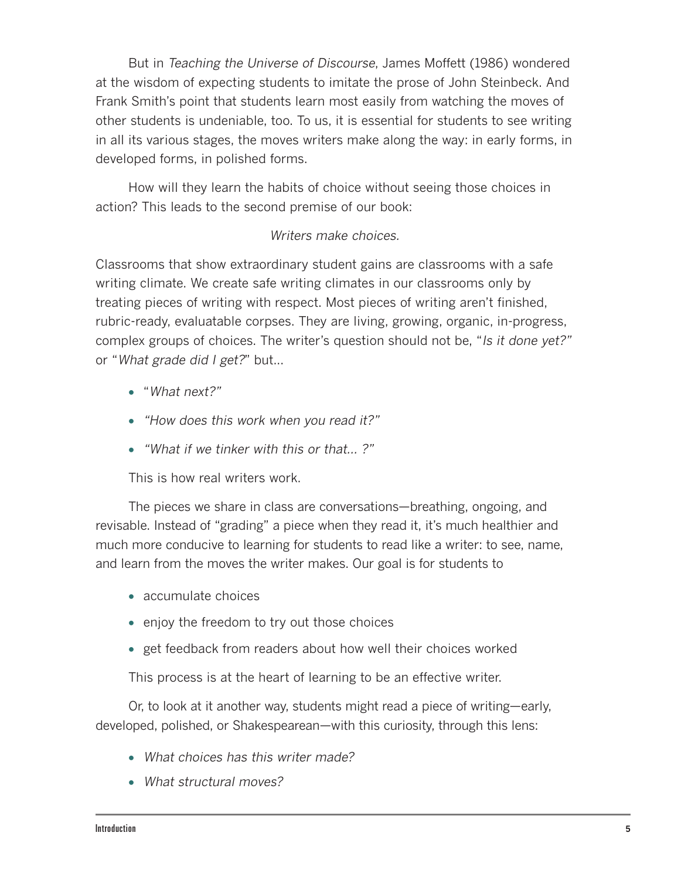But in *Teaching the Universe of Discourse*, James Moffett (1986) wondered at the wisdom of expecting students to imitate the prose of John Steinbeck. And Frank Smith's point that students learn most easily from watching the moves of other students is undeniable, too. To us, it is essential for students to see writing in all its various stages, the moves writers make along the way: in early forms, in developed forms, in polished forms.

How will they learn the habits of choice without seeing those choices in action? This leads to the second premise of our book:

*Writers make choices.*

Classrooms that show extraordinary student gains are classrooms with a safe writing climate. We create safe writing climates in our classrooms only by treating pieces of writing with respect. Most pieces of writing aren't finished, rubric-ready, evaluatable corpses. They are living, growing, organic, in-progress, complex groups of choices. The writer's question should not be, "*Is it done yet?*" or "*What grade did I get?*" but...

- "*What next?*"
- *"How does this work when you read it?"*
- *"What if we tinker with this or that... ?"*

This is how real writers work.

The pieces we share in class are conversations—breathing, ongoing, and revisable. Instead of "grading" a piece when they read it, it's much healthier and much more conducive to learning for students to read like a writer: to see, name, and learn from the moves the writer makes. Our goal is for students to

- accumulate choices
- enjoy the freedom to try out those choices
- get feedback from readers about how well their choices worked

This process is at the heart of learning to be an effective writer.

Or, to look at it another way, students might read a piece of writing—early, developed, polished, or Shakespearean—with this curiosity, through this lens:

- *What choices has this writer made?*
- *What structural moves?*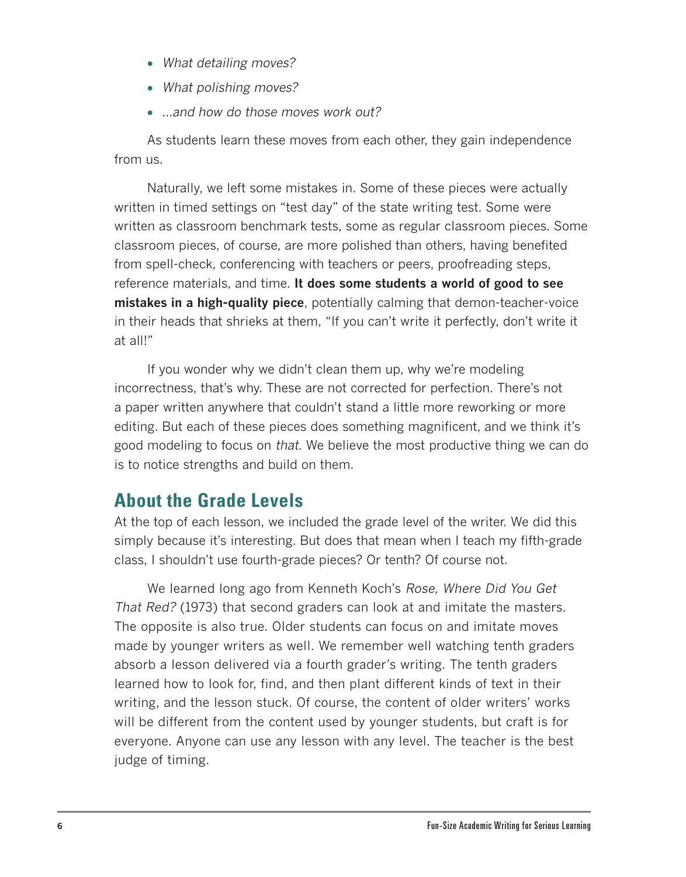- *What detailing moves?*
- *What polishing moves?*
- *...and how do those moves work out?*

As students learn these moves from each other, they gain independence from us.

Naturally, we left some mistakes in. Some of these pieces were actually written in timed settings on "test day" of the state writing test. Some were written as classroom benchmark tests, some as regular classroom pieces. Some classroom pieces, of course, are more polished than others, having benefited from spell-check, conferencing with teachers or peers, proofreading steps, reference materials, and time. **It does some students a world of good to see mistakes in a high-quality piece**, potentially calming that demon-teacher-voice in their heads that shrieks at them, "If you can't write it perfectly, don't write it at all!"

If you wonder why we didn't clean them up, why we're modeling incorrectness, that's why. These are not corrected for perfection. There's not a paper written anywhere that couldn't stand a little more reworking or more editing. But each of these pieces does something magnificent, and we think it's good modeling to focus on *that*. We believe the most productive thing we can do is to notice strengths and build on them.

## About the Grade Levels

At the top of each lesson, we included the grade level of the writer. We did this simply because it's interesting. But does that mean when I teach my fifth-grade class, I shouldn't use fourth-grade pieces? Or tenth? Of course not.

We learned long ago from Kenneth Koch's *Rose, Where Did You Get That Red?* (1973) that second graders can look at and imitate the masters. The opposite is also true. Older students can focus on and imitate moves made by younger writers as well. We remember well watching tenth graders absorb a lesson delivered via a fourth grader's writing. The tenth graders learned how to look for, find, and then plant different kinds of text in their writing, and the lesson stuck. Of course, the content of older writers' works will be different from the content used by younger students, but craft is for everyone. Anyone can use any lesson with any level. The teacher is the best judge of timing.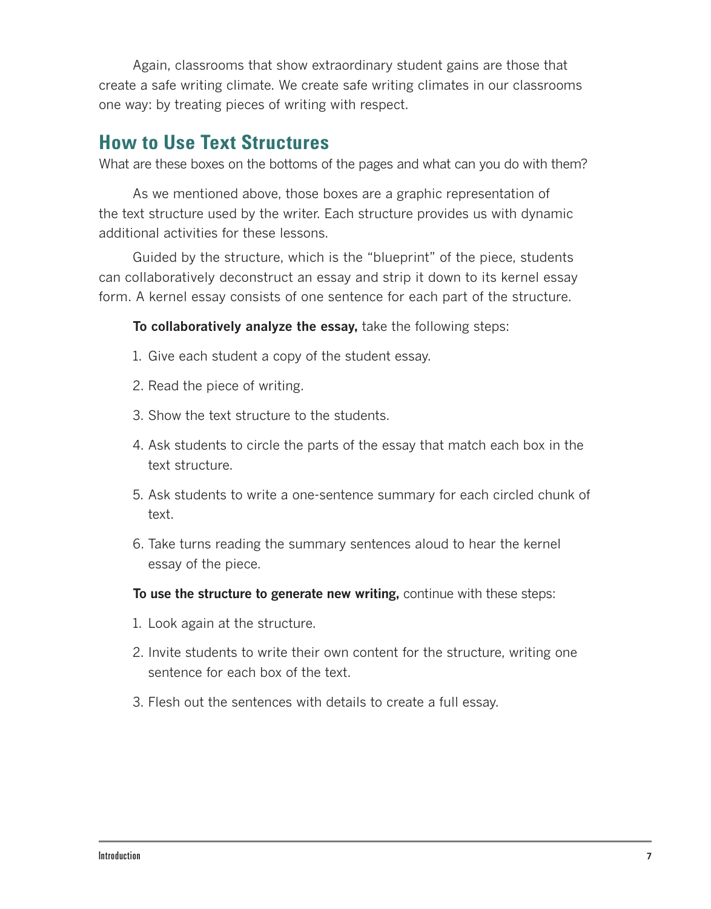Again, classrooms that show extraordinary student gains are those that create a safe writing climate. We create safe writing climates in our classrooms one way: by treating pieces of writing with respect.

## How to Use Text Structures

What are these boxes on the bottoms of the pages and what can you do with them?

As we mentioned above, those boxes are a graphic representation of the text structure used by the writer. Each structure provides us with dynamic additional activities for these lessons.

Guided by the structure, which is the "blueprint" of the piece, students can collaboratively deconstruct an essay and strip it down to its kernel essay form. A kernel essay consists of one sentence for each part of the structure.

**To collaboratively analyze the essay,** take the following steps:

1. Give each student a copy of the student essay.
2. Read the piece of writing.
3. Show the text structure to the students.
4. Ask students to circle the parts of the essay that match each box in the text structure.
5. Ask students to write a one-sentence summary for each circled chunk of text.
6. Take turns reading the summary sentences aloud to hear the kernel essay of the piece.

**To use the structure to generate new writing,** continue with these steps:

1. Look again at the structure.
2. Invite students to write their own content for the structure, writing one sentence for each box of the text.
3. Flesh out the sentences with details to create a full essay.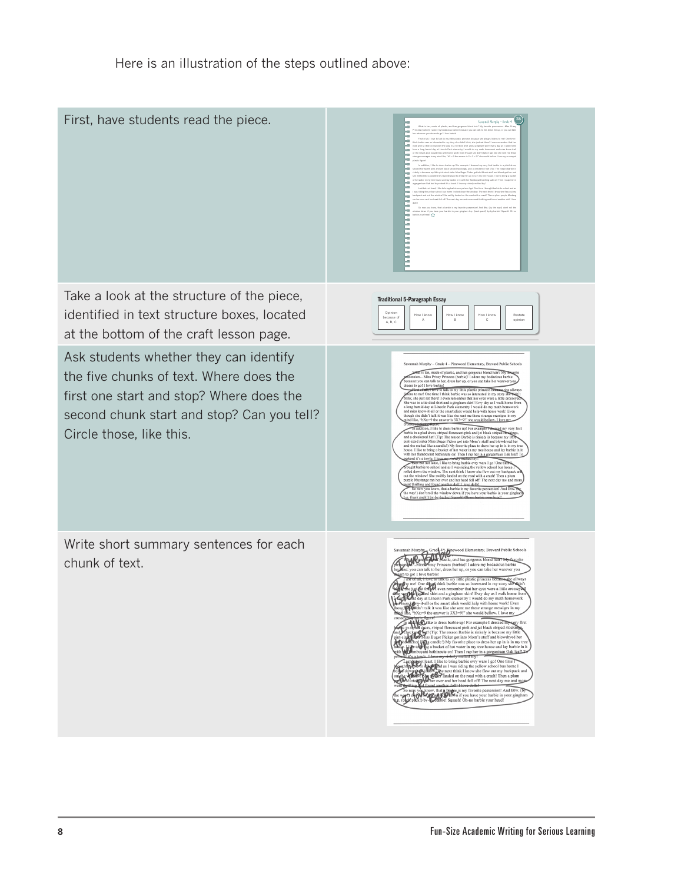Here is an illustration of the steps outlined above:

| | |
|---|---|
| First, have students read the piece. | |
| Take a look at the structure of the piece, identified in text structure boxes, located at the bottom of the craft lesson page. | **Traditional 5-Paragraph Essay**: Opinion because of A, B, C → How I know A → How I know B → How I know C → Restate opinion |
| Ask students whether they can identify the five chunks of text. Where does the first one start and stop? Where does the second chunk start and stop? Can you tell? Circle those, like this. | |
| Write short summary sentences for each chunk of text. | |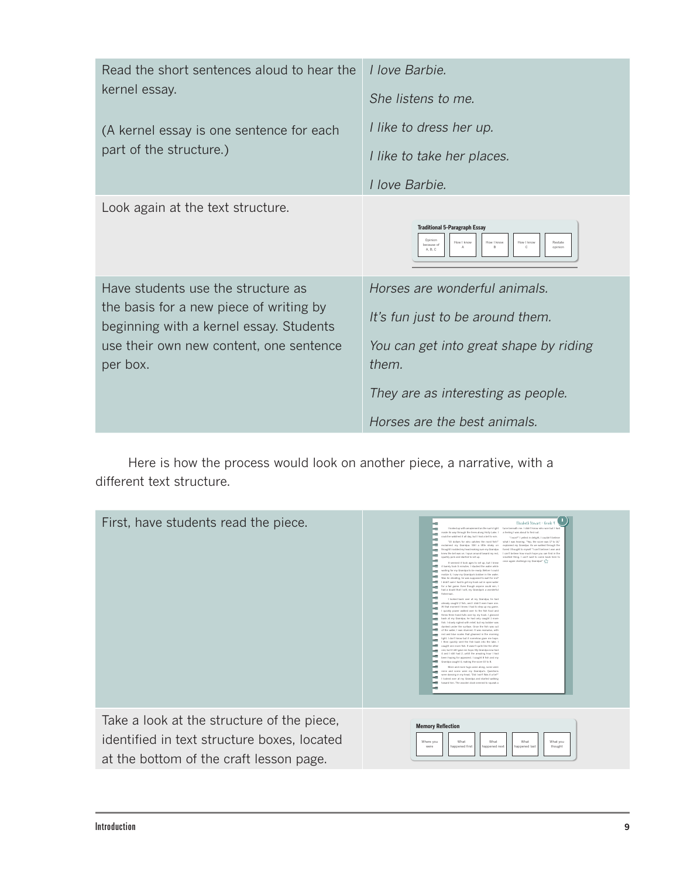| | |
|---|---|
| Read the short sentences aloud to hear the kernel essay.<br><br>(A kernel essay is one sentence for each part of the structure.) | *I love Barbie.*<br><br>*She listens to me.*<br><br>*I like to dress her up.*<br><br>*I like to take her places.*<br><br>*I love Barbie.* |
| Look again at the text structure. | **Traditional 5-Paragraph Essay**<br>Opinion because of A, B, C \| How I know A \| How I know B \| How I know C \| Restate opinion |
| Have students use the structure as the basis for a new piece of writing by beginning with a kernel essay. Students use their own new content, one sentence per box. | *Horses are wonderful animals.*<br><br>*It's fun just to be around them.*<br><br>*You can get into great shape by riding them.*<br><br>*They are as interesting as people.*<br><br>*Horses are the best animals.* |

Here is how the process would look on another piece, a narrative, with a different text structure.

| | |
|---|---|
| First, have students read the piece. | |
| Take a look at the structure of the piece, identified in text structure boxes, located at the bottom of the craft lesson page. | **Memory Reflection**<br>Where you were \| What happened first \| What happened next \| What happened last \| What you thought |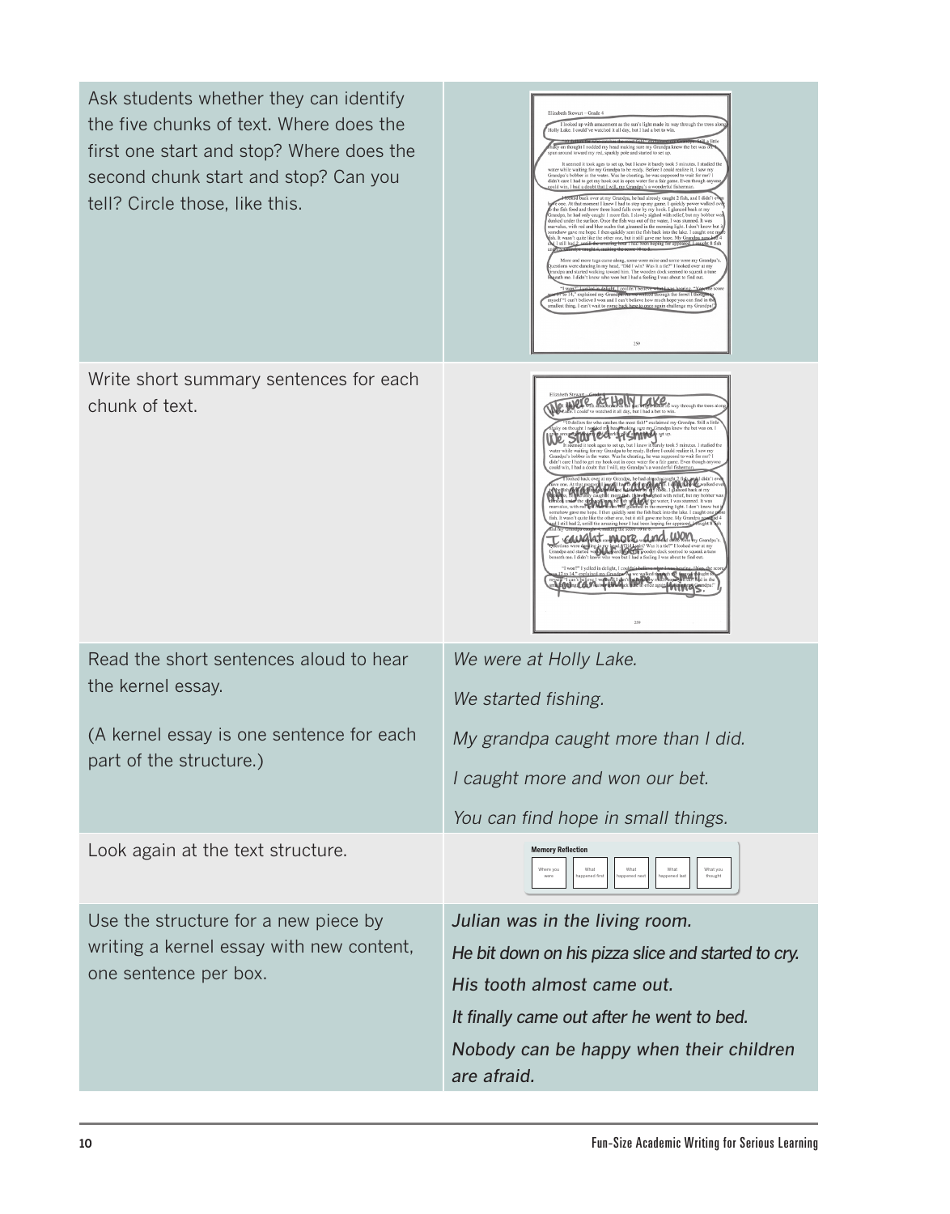| | |
|---|---|
| Ask students whether they can identify the five chunks of text. Where does the first one start and stop? Where does the second chunk start and stop? Can you tell? Circle those, like this. | |
| Write short summary sentences for each chunk of text. | |
| Read the short sentences aloud to hear the kernel essay.<br><br>(A kernel essay is one sentence for each part of the structure.) | *We were at Holly Lake.*<br><br>*We started fishing.*<br><br>*My grandpa caught more than I did.*<br><br>*I caught more and won our bet.*<br><br>*You can find hope in small things.* |
| Look again at the text structure. | **Memory Reflection**<br>Where you were → What happened first → What happened next → What happened last → What you thought |
| Use the structure for a new piece by writing a kernel essay with new content, one sentence per box. | *Julian was in the living room.*<br><br>*He bit down on his pizza slice and started to cry.*<br><br>*His tooth almost came out.*<br><br>*It finally came out after he went to bed.*<br><br>*Nobody can be happy when their children are afraid.* |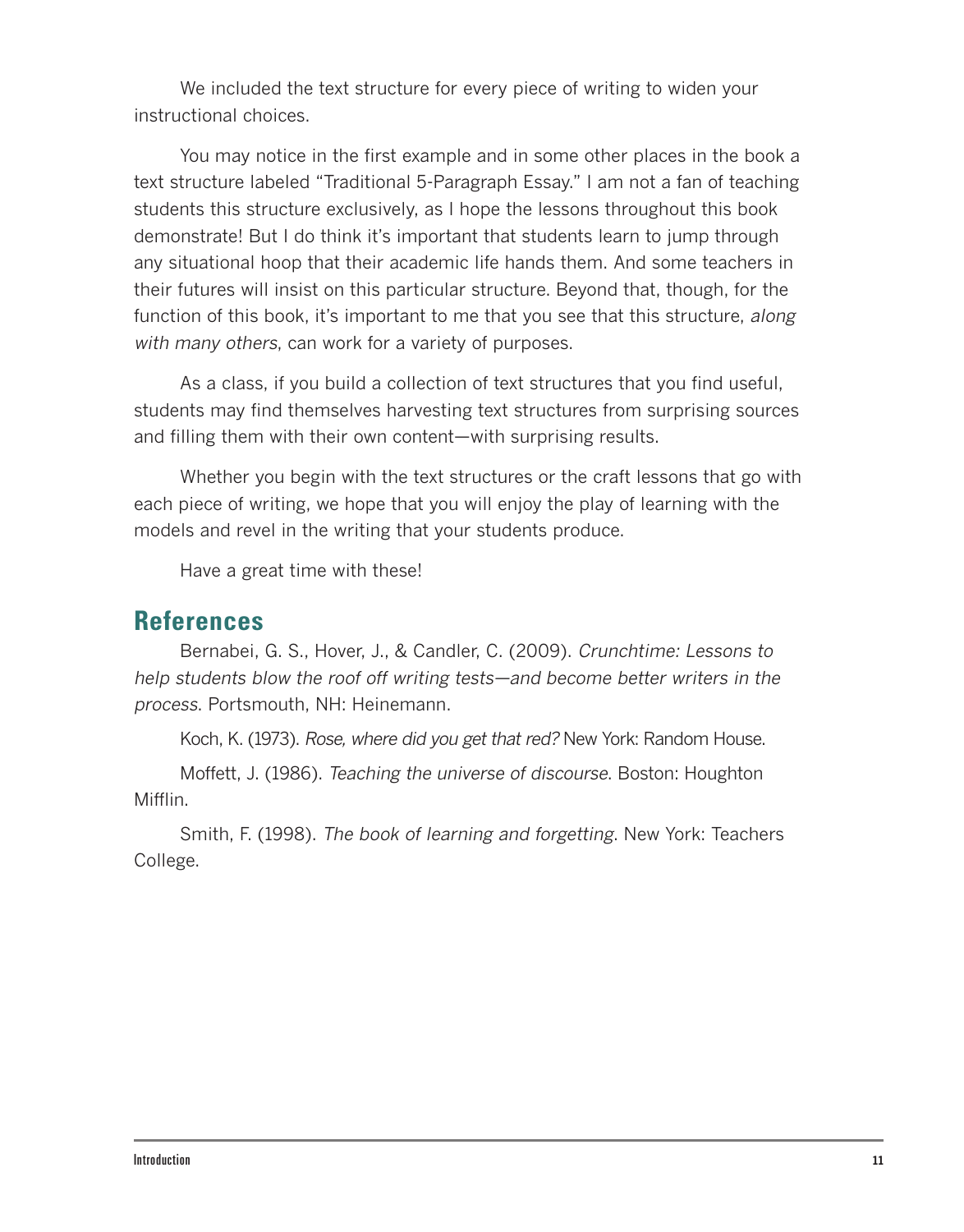We included the text structure for every piece of writing to widen your instructional choices.

You may notice in the first example and in some other places in the book a text structure labeled "Traditional 5-Paragraph Essay." I am not a fan of teaching students this structure exclusively, as I hope the lessons throughout this book demonstrate! But I do think it's important that students learn to jump through any situational hoop that their academic life hands them. And some teachers in their futures will insist on this particular structure. Beyond that, though, for the function of this book, it's important to me that you see that this structure, *along with many others*, can work for a variety of purposes.

As a class, if you build a collection of text structures that you find useful, students may find themselves harvesting text structures from surprising sources and filling them with their own content—with surprising results.

Whether you begin with the text structures or the craft lessons that go with each piece of writing, we hope that you will enjoy the play of learning with the models and revel in the writing that your students produce.

Have a great time with these!

## References

Bernabei, G. S., Hover, J., & Candler, C. (2009). *Crunchtime: Lessons to help students blow the roof off writing tests—and become better writers in the process*. Portsmouth, NH: Heinemann.

Koch, K. (1973). *Rose, where did you get that red?* New York: Random House.

Moffett, J. (1986). *Teaching the universe of discourse*. Boston: Houghton Mifflin.

Smith, F. (1998). *The book of learning and forgetting*. New York: Teachers College.